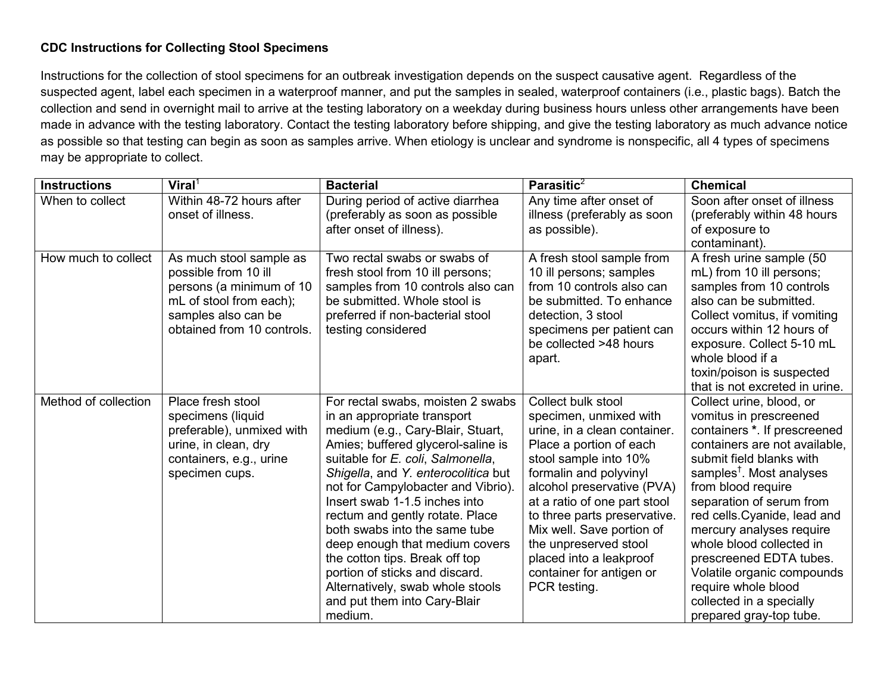**CDC Instructions for Collecting Stool Specimens**

Instructions for the collection of stool specimens for an outbreak investigation depends on the suspect causative agent. Regardless of the suspected agent, label each specimen in a waterproof manner, and put the samples in sealed, waterproof containers (i.e., plastic bags). Batch the collection and send in overnight mail to arrive at the testing laboratory on a weekday during business hours unless other arrangements have been made in advance with the testing laboratory. Contact the testing laboratory before shipping, and give the testing laboratory as much advance notice as possible so that testing can begin as soon as samples arrive. When etiology is unclear and syndrome is nonspecific, all 4 types of specimens may be appropriate to collect.

| Instructions | Viral[1] | Bacterial | Parasitic[2] | Chemical |
|---|---|---|---|---|
| When to collect | Within 48-72 hours after onset of illness. | During period of active diarrhea (preferably as soon as possible after onset of illness). | Any time after onset of illness (preferably as soon as possible). | Soon after onset of illness (preferably within 48 hours of exposure to contaminant). |
| How much to collect | As much stool sample as possible from 10 ill persons (a minimum of 10 mL of stool from each); samples also can be obtained from 10 controls. | Two rectal swabs or swabs of fresh stool from 10 ill persons; samples from 10 controls also can be submitted. Whole stool is preferred if non-bacterial stool testing considered | A fresh stool sample from 10 ill persons; samples from 10 controls also can be submitted. To enhance detection, 3 stool specimens per patient can be collected >48 hours apart. | A fresh urine sample (50 mL) from 10 ill persons; samples from 10 controls also can be submitted. Collect vomitus, if vomiting occurs within 12 hours of exposure. Collect 5-10 mL whole blood if a toxin/poison is suspected that is not excreted in urine. |
| Method of collection | Place fresh stool specimens (liquid preferable), unmixed with urine, in clean, dry containers, e.g., urine specimen cups. | For rectal swabs, moisten 2 swabs in an appropriate transport medium (e.g., Cary-Blair, Stuart, Amies; buffered glycerol-saline is suitable for *E. coli*, *Salmonella*, *Shigella*, and *Y. enterocolitica* but not for Campylobacter and Vibrio). Insert swab 1-1.5 inches into rectum and gently rotate. Place both swabs into the same tube deep enough that medium covers the cotton tips. Break off top portion of sticks and discard. Alternatively, swab whole stools and put them into Cary-Blair medium. | Collect bulk stool specimen, unmixed with urine, in a clean container. Place a portion of each stool sample into 10% formalin and polyvinyl alcohol preservative (PVA) at a ratio of one part stool to three parts preservative. Mix well. Save portion of the unpreserved stool placed into a leakproof container for antigen or PCR testing. | Collect urine, blood, or vomitus in prescreened containers **\***. If prescreened containers are not available, submit field blanks with samples[†]. Most analyses from blood require separation of serum from red cells.Cyanide, lead and mercury analyses require whole blood collected in prescreened EDTA tubes. Volatile organic compounds require whole blood collected in a specially prepared gray-top tube. |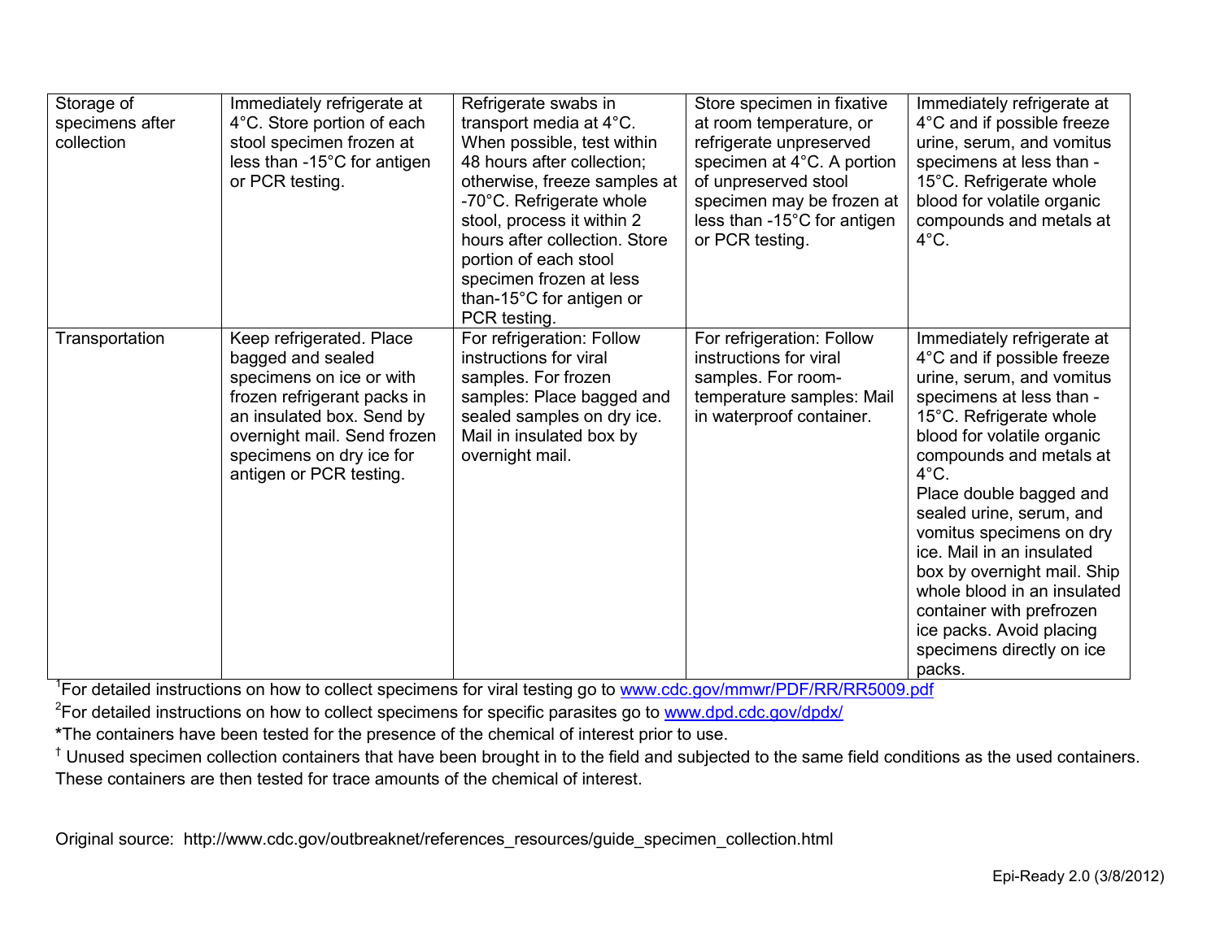| | | | | |
|---|---|---|---|---|
| Storage of specimens after collection | Immediately refrigerate at 4°C. Store portion of each stool specimen frozen at less than -15°C for antigen or PCR testing. | Refrigerate swabs in transport media at 4°C. When possible, test within 48 hours after collection; otherwise, freeze samples at -70°C. Refrigerate whole stool, process it within 2 hours after collection. Store portion of each stool specimen frozen at less than-15°C for antigen or PCR testing. | Store specimen in fixative at room temperature, or refrigerate unpreserved specimen at 4°C. A portion of unpreserved stool specimen may be frozen at less than -15°C for antigen or PCR testing. | Immediately refrigerate at 4°C and if possible freeze urine, serum, and vomitus specimens at less than -15°C. Refrigerate whole blood for volatile organic compounds and metals at 4°C. |
| Transportation | Keep refrigerated. Place bagged and sealed specimens on ice or with frozen refrigerant packs in an insulated box. Send by overnight mail. Send frozen specimens on dry ice for antigen or PCR testing. | For refrigeration: Follow instructions for viral samples. For frozen samples: Place bagged and sealed samples on dry ice. Mail in insulated box by overnight mail. | For refrigeration: Follow instructions for viral samples. For room-temperature samples: Mail in waterproof container. | Immediately refrigerate at 4°C and if possible freeze urine, serum, and vomitus specimens at less than -15°C. Refrigerate whole blood for volatile organic compounds and metals at 4°C. Place double bagged and sealed urine, serum, and vomitus specimens on dry ice. Mail in an insulated box by overnight mail. Ship whole blood in an insulated container with prefrozen ice packs. Avoid placing specimens directly on ice packs. |

[1]For detailed instructions on how to collect specimens for viral testing go to www.cdc.gov/mmwr/PDF/RR/RR5009.pdf

[2]For detailed instructions on how to collect specimens for specific parasites go to www.dpd.cdc.gov/dpdx/

**\***The containers have been tested for the presence of the chemical of interest prior to use.

† Unused specimen collection containers that have been brought in to the field and subjected to the same field conditions as the used containers. These containers are then tested for trace amounts of the chemical of interest.

Original source: http://www.cdc.gov/outbreaknet/references_resources/guide_specimen_collection.html

Epi-Ready 2.0 (3/8/2012)